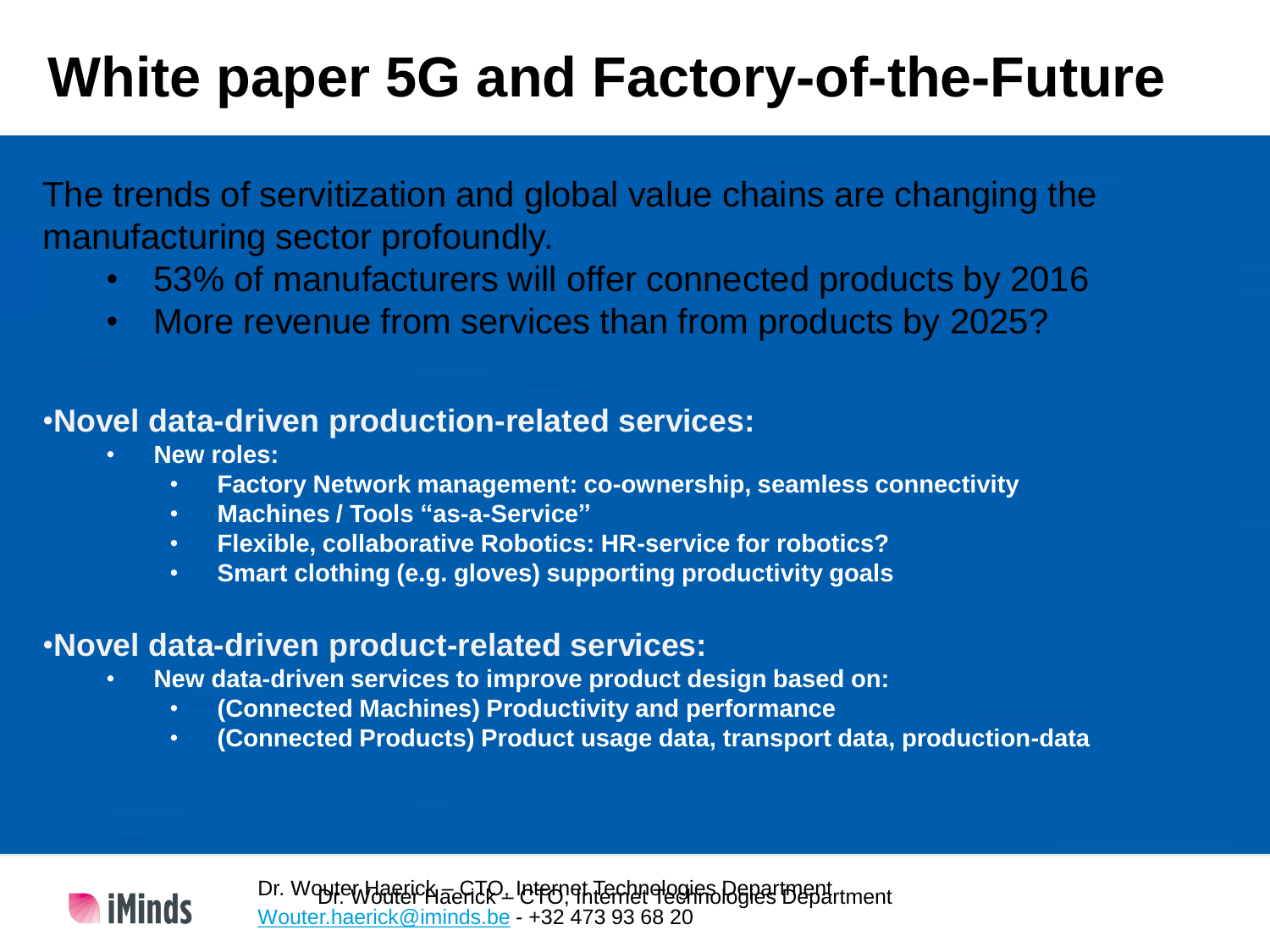# White paper 5G and Factory-of-the-Future

The trends of servitization and global value chains are changing the manufacturing sector profoundly.

- 53% of manufacturers will offer connected products by 2016
- More revenue from services than from products by 2025?

**•Novel data-driven production-related services:**

- **New roles:**
  - **Factory Network management: co-ownership, seamless connectivity**
  - **Machines / Tools "as-a-Service"**
  - **Flexible, collaborative Robotics: HR-service for robotics?**
  - **Smart clothing (e.g. gloves) supporting productivity goals**

**•Novel data-driven product-related services:**

- **New data-driven services to improve product design based on:**
  - **(Connected Machines) Productivity and performance**
  - **(Connected Products) Product usage data, transport data, production-data**

Dr. Wouter Haerick – CTO, Internet Technologies Department
Wouter.haerick@iminds.be - +32 473 93 68 20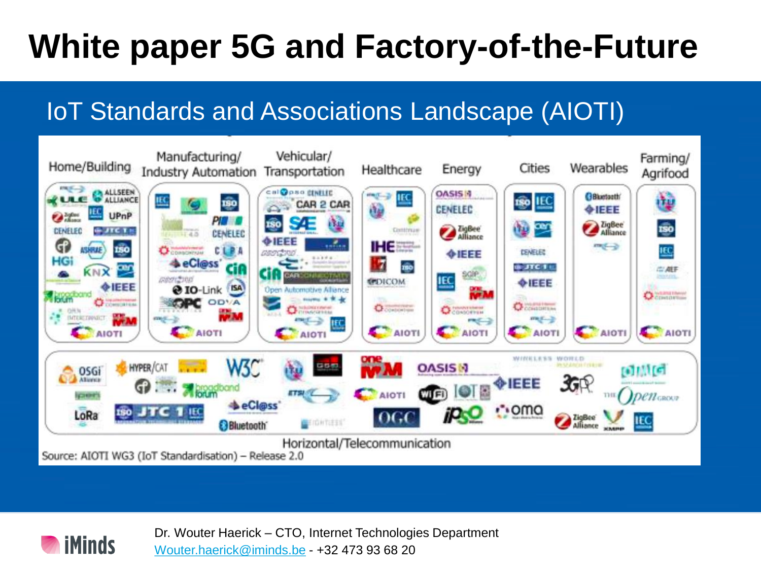# White paper 5G and Factory-of-the-Future

## IoT Standards and Associations Landscape (AIOTI)

Home/Building | Manufacturing/ Industry Automation | Vehicular/ Transportation | Healthcare | Energy | Cities | Wearables | Farming/ Agrifood

Horizontal/Telecommunication

Source: AIOTI WG3 (IoT Standardisation) – Release 2.0

Dr. Wouter Haerick – CTO, Internet Technologies Department
Wouter.haerick@iminds.be - +32 473 93 68 20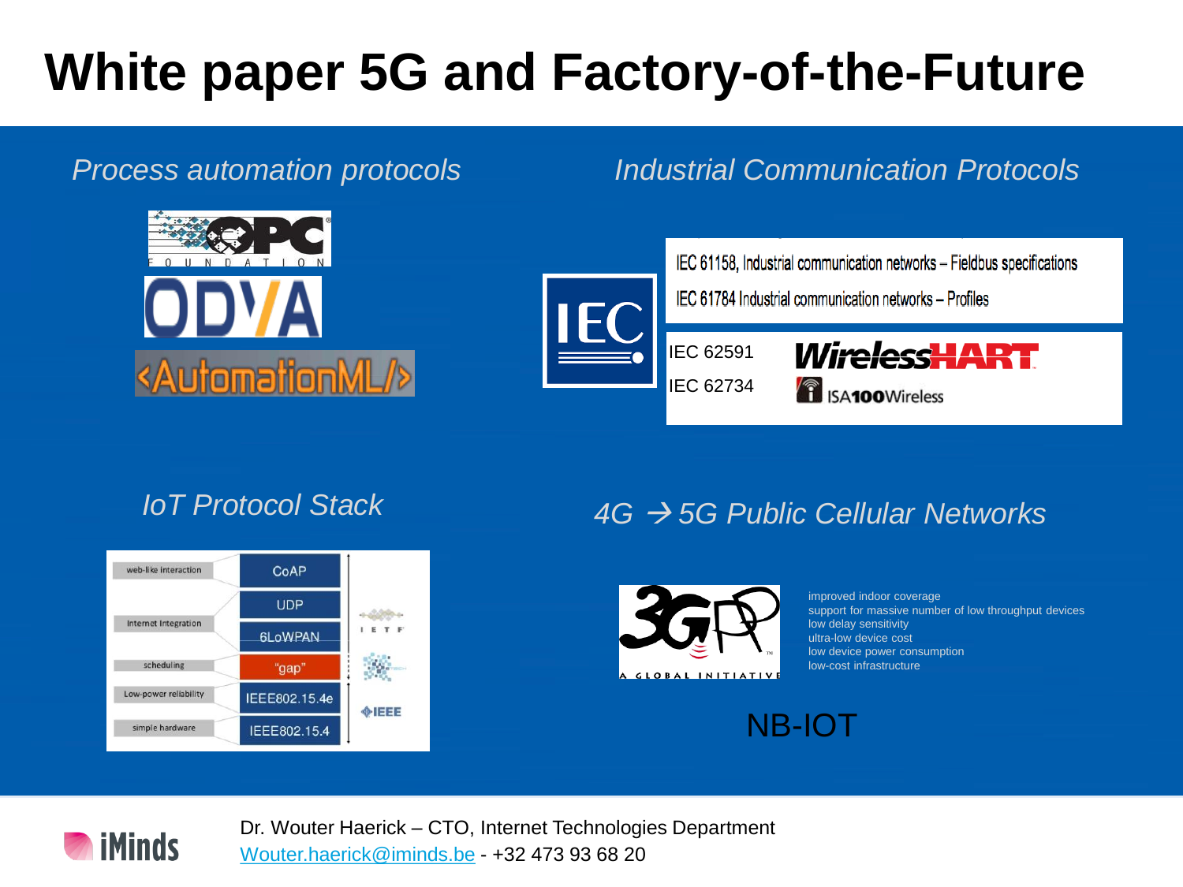# White paper 5G and Factory-of-the-Future

## *Process automation protocols*

OPC FOUNDATION

ODVA

<AutomationML/>

## *Industrial Communication Protocols*

IEC

IEC 61158, Industrial communication networks – Fieldbus specifications

IEC 61784 Industrial communication networks – Profiles

IEC 62591 — WirelessHART

IEC 62734 — ISA100Wireless

## *IoT Protocol Stack*

| | | |
|---|---|---|
| web-like interaction | CoAP | IETF |
| Internet Integration | UDP | IETF |
| | 6LoWPAN | IETF |
| scheduling | "gap" | |
| Low-power reliability | IEEE802.15.4e | IEEE |
| simple hardware | IEEE802.15.4 | IEEE |

## *4G → 5G Public Cellular Networks*

3GPP – A GLOBAL INITIATIVE

- improved indoor coverage
- support for massive number of low throughput devices
- low delay sensitivity
- ultra-low device cost
- low device power consumption
- low-cost infrastructure

NB-IOT

iMinds

Dr. Wouter Haerick – CTO, Internet Technologies Department
Wouter.haerick@iminds.be - +32 473 93 68 20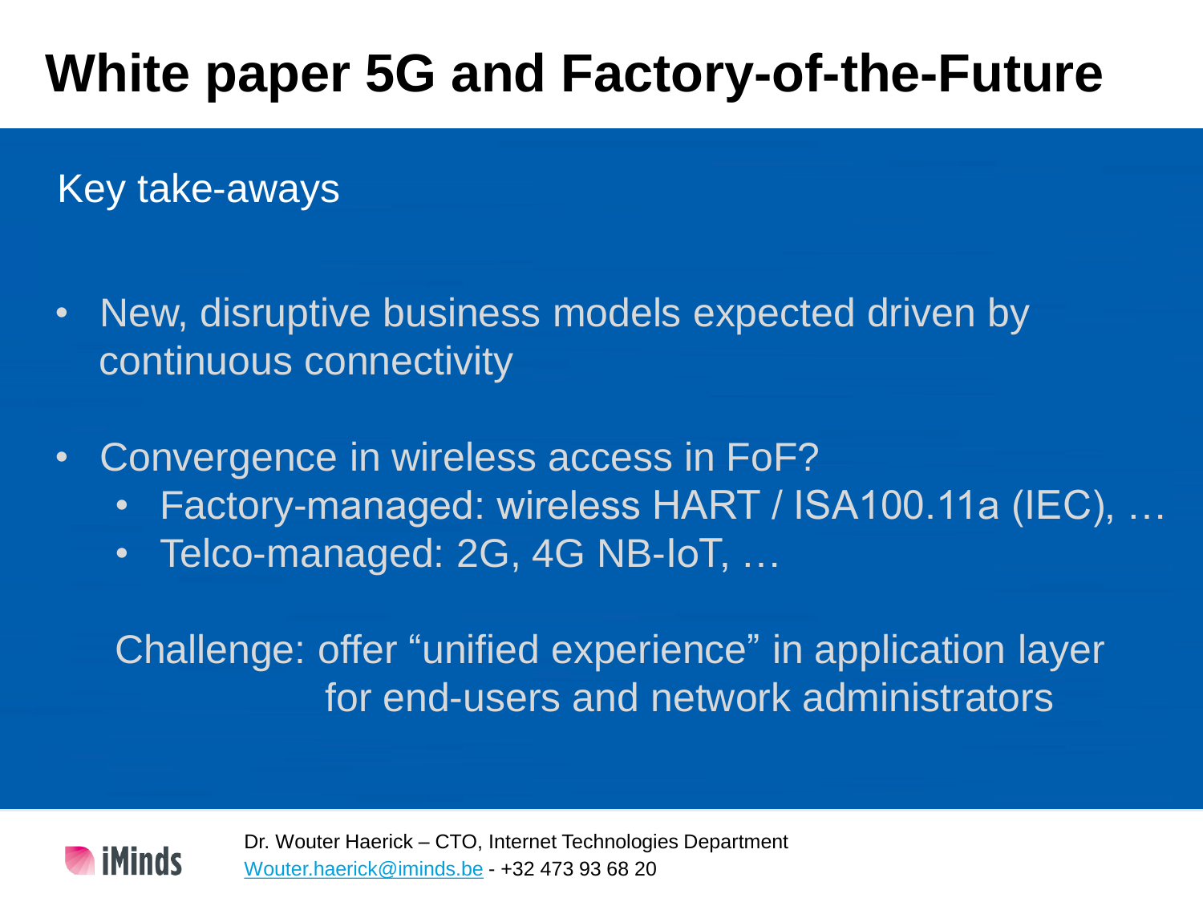# White paper 5G and Factory-of-the-Future

## Key take-aways

- New, disruptive business models expected driven by continuous connectivity
- Convergence in wireless access in FoF?
  - Factory-managed: wireless HART / ISA100.11a (IEC), …
  - Telco-managed: 2G, 4G NB-IoT, …

Challenge: offer “unified experience” in application layer for end-users and network administrators

iMinds

Dr. Wouter Haerick – CTO, Internet Technologies Department
Wouter.haerick@iminds.be - +32 473 93 68 20